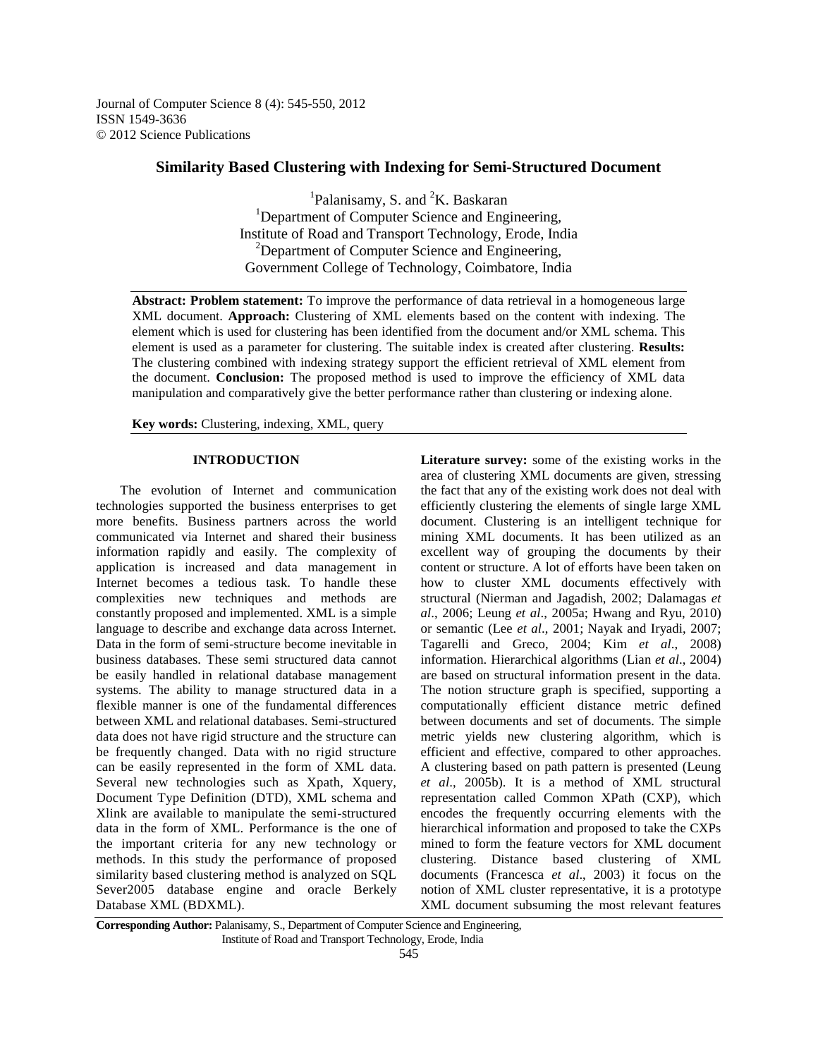Journal of Computer Science 8 (4): 545-550, 2012
ISSN 1549-3636
© 2012 Science Publications

# Similarity Based Clustering with Indexing for Semi-Structured Document

[1]Palanisamy, S. and [2]K. Baskaran

[1]Department of Computer Science and Engineering, Institute of Road and Transport Technology, Erode, India

[2]Department of Computer Science and Engineering, Government College of Technology, Coimbatore, India

**Abstract: Problem statement:** To improve the performance of data retrieval in a homogeneous large XML document. **Approach:** Clustering of XML elements based on the content with indexing. The element which is used for clustering has been identified from the document and/or XML schema. This element is used as a parameter for clustering. The suitable index is created after clustering. **Results:** The clustering combined with indexing strategy support the efficient retrieval of XML element from the document. **Conclusion:** The proposed method is used to improve the efficiency of XML data manipulation and comparatively give the better performance rather than clustering or indexing alone.

**Key words:** Clustering, indexing, XML, query

## INTRODUCTION

The evolution of Internet and communication technologies supported the business enterprises to get more benefits. Business partners across the world communicated via Internet and shared their business information rapidly and easily. The complexity of application is increased and data management in Internet becomes a tedious task. To handle these complexities new techniques and methods are constantly proposed and implemented. XML is a simple language to describe and exchange data across Internet. Data in the form of semi-structure become inevitable in business databases. These semi structured data cannot be easily handled in relational database management systems. The ability to manage structured data in a flexible manner is one of the fundamental differences between XML and relational databases. Semi-structured data does not have rigid structure and the structure can be frequently changed. Data with no rigid structure can be easily represented in the form of XML data. Several new technologies such as Xpath, Xquery, Document Type Definition (DTD), XML schema and Xlink are available to manipulate the semi-structured data in the form of XML. Performance is the one of the important criteria for any new technology or methods. In this study the performance of proposed similarity based clustering method is analyzed on SQL Sever2005 database engine and oracle Berkely Database XML (BDXML).

**Literature survey:** some of the existing works in the area of clustering XML documents are given, stressing the fact that any of the existing work does not deal with efficiently clustering the elements of single large XML document. Clustering is an intelligent technique for mining XML documents. It has been utilized as an excellent way of grouping the documents by their content or structure. A lot of efforts have been taken on how to cluster XML documents effectively with structural (Nierman and Jagadish, 2002; Dalamagas *et al*., 2006; Leung *et al*., 2005a; Hwang and Ryu, 2010) or semantic (Lee *et al*., 2001; Nayak and Iryadi, 2007; Tagarelli and Greco, 2004; Kim *et al*., 2008) information. Hierarchical algorithms (Lian *et al*., 2004) are based on structural information present in the data. The notion structure graph is specified, supporting a computationally efficient distance metric defined between documents and set of documents. The simple metric yields new clustering algorithm, which is efficient and effective, compared to other approaches. A clustering based on path pattern is presented (Leung *et al*., 2005b). It is a method of XML structural representation called Common XPath (CXP), which encodes the frequently occurring elements with the hierarchical information and proposed to take the CXPs mined to form the feature vectors for XML document clustering. Distance based clustering of XML documents (Francesca *et al*., 2003) it focus on the notion of XML cluster representative, it is a prototype XML document subsuming the most relevant features

**Corresponding Author:** Palanisamy, S., Department of Computer Science and Engineering, Institute of Road and Transport Technology, Erode, India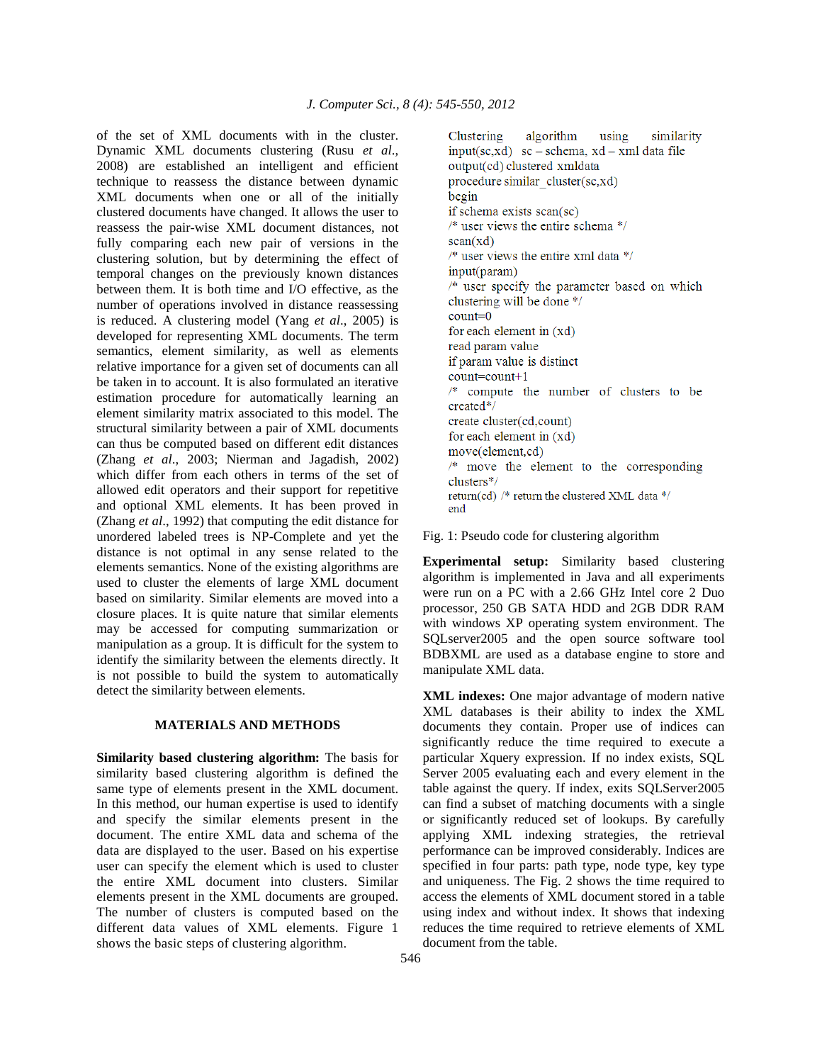of the set of XML documents with in the cluster. Dynamic XML documents clustering (Rusu *et al*., 2008) are established an intelligent and efficient technique to reassess the distance between dynamic XML documents when one or all of the initially clustered documents have changed. It allows the user to reassess the pair-wise XML document distances, not fully comparing each new pair of versions in the clustering solution, but by determining the effect of temporal changes on the previously known distances between them. It is both time and I/O effective, as the number of operations involved in distance reassessing is reduced. A clustering model (Yang *et al*., 2005) is developed for representing XML documents. The term semantics, element similarity, as well as elements relative importance for a given set of documents can all be taken in to account. It is also formulated an iterative estimation procedure for automatically learning an element similarity matrix associated to this model. The structural similarity between a pair of XML documents can thus be computed based on different edit distances (Zhang *et al*., 2003; Nierman and Jagadish, 2002) which differ from each others in terms of the set of allowed edit operators and their support for repetitive and optional XML elements. It has been proved in (Zhang *et al*., 1992) that computing the edit distance for unordered labeled trees is NP-Complete and yet the distance is not optimal in any sense related to the elements semantics. None of the existing algorithms are used to cluster the elements of large XML document based on similarity. Similar elements are moved into a closure places. It is quite nature that similar elements may be accessed for computing summarization or manipulation as a group. It is difficult for the system to identify the similarity between the elements directly. It is not possible to build the system to automatically detect the similarity between elements.

## MATERIALS AND METHODS

**Similarity based clustering algorithm:** The basis for similarity based clustering algorithm is defined the same type of elements present in the XML document. In this method, our human expertise is used to identify and specify the similar elements present in the document. The entire XML data and schema of the data are displayed to the user. Based on his expertise user can specify the element which is used to cluster the entire XML document into clusters. Similar elements present in the XML documents are grouped. The number of clusters is computed based on the different data values of XML elements. Figure 1 shows the basic steps of clustering algorithm.

```
Clustering algorithm using similarity
input(sc,xd)  sc – schema, xd – xml data file
output(cd) clustered xmldata
procedure similar_cluster(sc,xd)
begin
if schema exists scan(sc)
/* user views the entire schema */
scan(xd)
/* user views the entire xml data */
input(param)
/* user specify the parameter based on which clustering will be done */
count=0
for each element in (xd)
read param value
if param value is distinct
count=count+1
/* compute the number of clusters to be created*/
create cluster(cd,count)
for each element in (xd)
move(element,cd)
/* move the element to the corresponding clusters*/
return(cd) /* return the clustered XML data */
end
```

Fig. 1: Pseudo code for clustering algorithm

**Experimental setup:** Similarity based clustering algorithm is implemented in Java and all experiments were run on a PC with a 2.66 GHz Intel core 2 Duo processor, 250 GB SATA HDD and 2GB DDR RAM with windows XP operating system environment. The SQLserver2005 and the open source software tool BDBXML are used as a database engine to store and manipulate XML data.

**XML indexes:** One major advantage of modern native XML databases is their ability to index the XML documents they contain. Proper use of indices can significantly reduce the time required to execute a particular Xquery expression. If no index exists, SQL Server 2005 evaluating each and every element in the table against the query. If index, exits SQLServer2005 can find a subset of matching documents with a single or significantly reduced set of lookups. By carefully applying XML indexing strategies, the retrieval performance can be improved considerably. Indices are specified in four parts: path type, node type, key type and uniqueness. The Fig. 2 shows the time required to access the elements of XML document stored in a table using index and without index. It shows that indexing reduces the time required to retrieve elements of XML document from the table.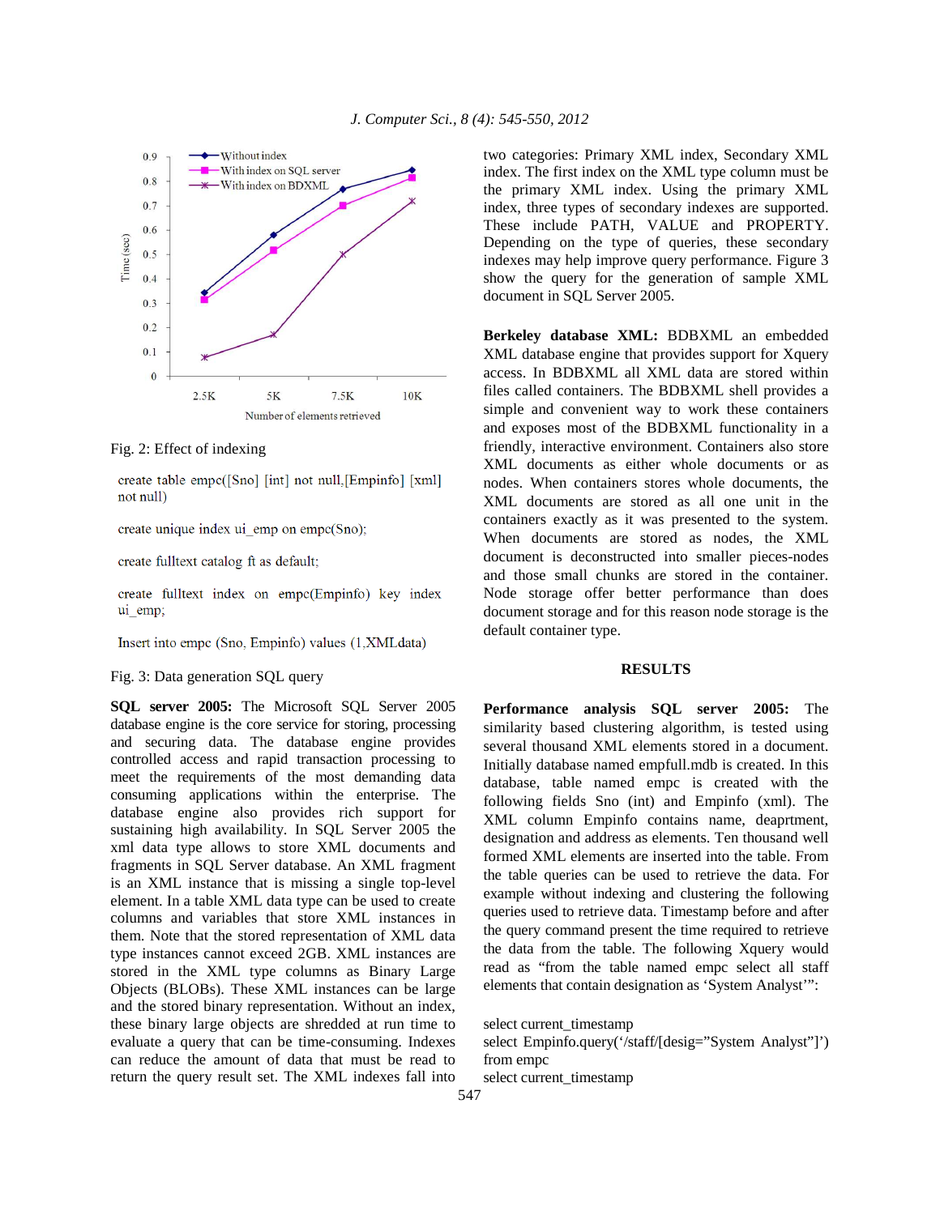Fig. 2: Effect of indexing

```
create table empc([Sno] [int] not null,[Empinfo] [xml] not null)

create unique index ui_emp on empc(Sno);

create fulltext catalog ft as default;

create fulltext index on empc(Empinfo) key index ui_emp;

Insert into empc (Sno, Empinfo) values (1,XMLdata)
```

Fig. 3: Data generation SQL query

**SQL server 2005:** The Microsoft SQL Server 2005 database engine is the core service for storing, processing and securing data. The database engine provides controlled access and rapid transaction processing to meet the requirements of the most demanding data consuming applications within the enterprise. The database engine also provides rich support for sustaining high availability. In SQL Server 2005 the xml data type allows to store XML documents and fragments in SQL Server database. An XML fragment is an XML instance that is missing a single top-level element. In a table XML data type can be used to create columns and variables that store XML instances in them. Note that the stored representation of XML data type instances cannot exceed 2GB. XML instances are stored in the XML type columns as Binary Large Objects (BLOBs). These XML instances can be large and the stored binary representation. Without an index, these binary large objects are shredded at run time to evaluate a query that can be time-consuming. Indexes can reduce the amount of data that must be read to return the query result set. The XML indexes fall into two categories: Primary XML index, Secondary XML index. The first index on the XML type column must be the primary XML index. Using the primary XML index, three types of secondary indexes are supported. These include PATH, VALUE and PROPERTY. Depending on the type of queries, these secondary indexes may help improve query performance. Figure 3 show the query for the generation of sample XML document in SQL Server 2005.

**Berkeley database XML:** BDBXML an embedded XML database engine that provides support for Xquery access. In BDBXML all XML data are stored within files called containers. The BDBXML shell provides a simple and convenient way to work these containers and exposes most of the BDBXML functionality in a friendly, interactive environment. Containers also store XML documents as either whole documents or as nodes. When containers stores whole documents, the XML documents are stored as all one unit in the containers exactly as it was presented to the system. When documents are stored as nodes, the XML document is deconstructed into smaller pieces-nodes and those small chunks are stored in the container. Node storage offer better performance than does document storage and for this reason node storage is the default container type.

## RESULTS

**Performance analysis SQL server 2005:** The similarity based clustering algorithm, is tested using several thousand XML elements stored in a document. Initially database named empfull.mdb is created. In this database, table named empc is created with the following fields Sno (int) and Empinfo (xml). The XML column Empinfo contains name, deaprtment, designation and address as elements. Ten thousand well formed XML elements are inserted into the table. From the table queries can be used to retrieve the data. For example without indexing and clustering the following queries used to retrieve data. Timestamp before and after the query command present the time required to retrieve the data from the table. The following Xquery would read as "from the table named empc select all staff elements that contain designation as 'System Analyst'":

```
select current_timestamp
select Empinfo.query('/staff/[desig="System Analyst"]')
from empc
select current_timestamp
```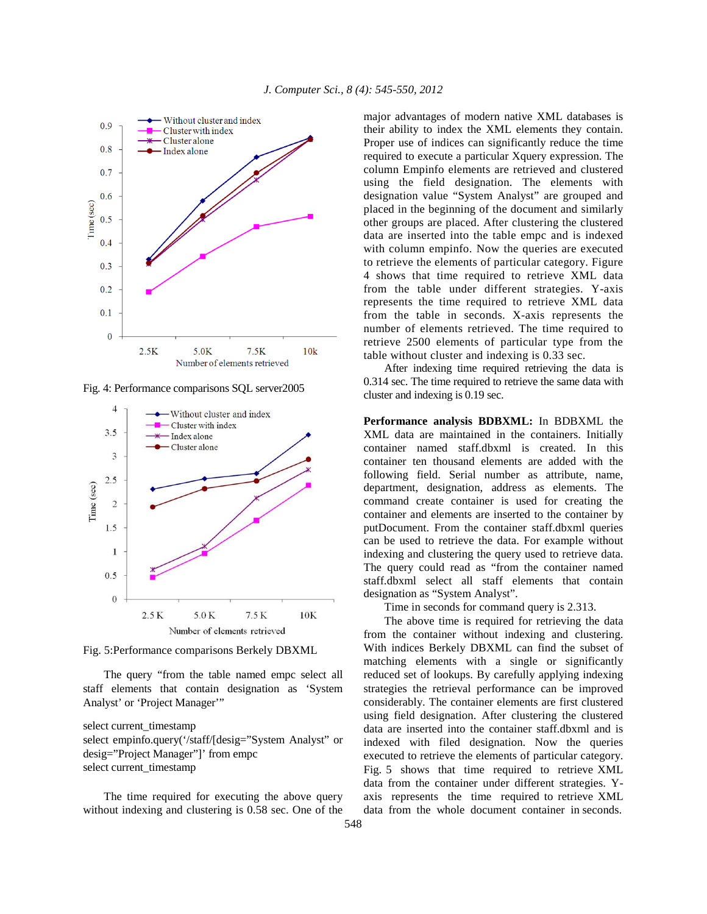Fig. 4: Performance comparisons SQL server2005

Fig. 5:Performance comparisons Berkely DBXML

The query "from the table named empc select all staff elements that contain designation as 'System Analyst' or 'Project Manager'"

```
select current_timestamp
select empinfo.query('/staff/[desig="System Analyst" or desig="Project Manager"]' from empc
select current_timestamp
```

The time required for executing the above query without indexing and clustering is 0.58 sec. One of the major advantages of modern native XML databases is their ability to index the XML elements they contain. Proper use of indices can significantly reduce the time required to execute a particular Xquery expression. The column Empinfo elements are retrieved and clustered using the field designation. The elements with designation value "System Analyst" are grouped and placed in the beginning of the document and similarly other groups are placed. After clustering the clustered data are inserted into the table empc and is indexed with column empinfo. Now the queries are executed to retrieve the elements of particular category. Figure 4 shows that time required to retrieve XML data from the table under different strategies. Y-axis represents the time required to retrieve XML data from the table in seconds. X-axis represents the number of elements retrieved. The time required to retrieve 2500 elements of particular type from the table without cluster and indexing is 0.33 sec.

After indexing time required retrieving the data is 0.314 sec. The time required to retrieve the same data with cluster and indexing is 0.19 sec.

**Performance analysis BDBXML:** In BDBXML the XML data are maintained in the containers. Initially container named staff.dbxml is created. In this container ten thousand elements are added with the following field. Serial number as attribute, name, department, designation, address as elements. The command create container is used for creating the container and elements are inserted to the container by putDocument. From the container staff.dbxml queries can be used to retrieve the data. For example without indexing and clustering the query used to retrieve data. The query could read as "from the container named staff.dbxml select all staff elements that contain designation as "System Analyst".

Time in seconds for command query is 2.313.

The above time is required for retrieving the data from the container without indexing and clustering. With indices Berkely DBXML can find the subset of matching elements with a single or significantly reduced set of lookups. By carefully applying indexing strategies the retrieval performance can be improved considerably. The container elements are first clustered using field designation. After clustering the clustered data are inserted into the container staff.dbxml and is indexed with filed designation. Now the queries executed to retrieve the elements of particular category. Fig. 5 shows that time required to retrieve XML data from the container under different strategies. Y-axis represents the time required to retrieve XML data from the whole document container in seconds.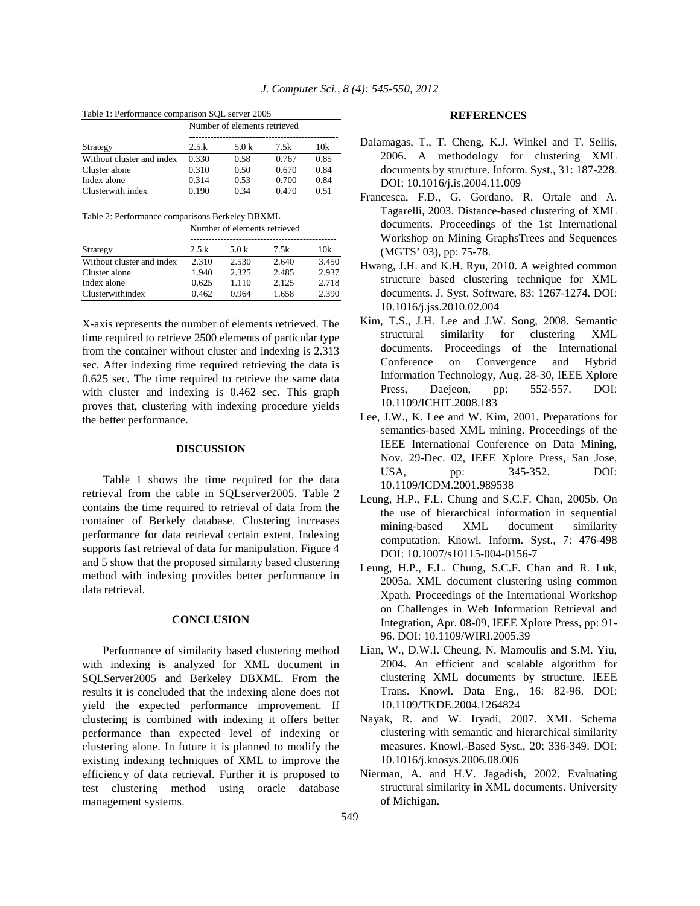Table 1: Performance comparison SQL server 2005

| | Number of elements retrieved | | | |
|---|---|---|---|---|
| Strategy | 2.5.k | 5.0 k | 7.5k | 10k |
| Without cluster and index | 0.330 | 0.58 | 0.767 | 0.85 |
| Cluster alone | 0.310 | 0.50 | 0.670 | 0.84 |
| Index alone | 0.314 | 0.53 | 0.700 | 0.84 |
| Clusterwith index | 0.190 | 0.34 | 0.470 | 0.51 |

Table 2: Performance comparisons Berkeley DBXML

| | Number of elements retrieved | | | |
|---|---|---|---|---|
| Strategy | 2.5.k | 5.0 k | 7.5k | 10k |
| Without cluster and index | 2.310 | 2.530 | 2.640 | 3.450 |
| Cluster alone | 1.940 | 2.325 | 2.485 | 2.937 |
| Index alone | 0.625 | 1.110 | 2.125 | 2.718 |
| Clusterwithindex | 0.462 | 0.964 | 1.658 | 2.390 |

X-axis represents the number of elements retrieved. The time required to retrieve 2500 elements of particular type from the container without cluster and indexing is 2.313 sec. After indexing time required retrieving the data is 0.625 sec. The time required to retrieve the same data with cluster and indexing is 0.462 sec. This graph proves that, clustering with indexing procedure yields the better performance.

## DISCUSSION

Table 1 shows the time required for the data retrieval from the table in SQLserver2005. Table 2 contains the time required to retrieval of data from the container of Berkely database. Clustering increases performance for data retrieval certain extent. Indexing supports fast retrieval of data for manipulation. Figure 4 and 5 show that the proposed similarity based clustering method with indexing provides better performance in data retrieval.

## CONCLUSION

Performance of similarity based clustering method with indexing is analyzed for XML document in SQLServer2005 and Berkeley DBXML. From the results it is concluded that the indexing alone does not yield the expected performance improvement. If clustering is combined with indexing it offers better performance than expected level of indexing or clustering alone. In future it is planned to modify the existing indexing techniques of XML to improve the efficiency of data retrieval. Further it is proposed to test clustering method using oracle database management systems.

## REFERENCES

Dalamagas, T., T. Cheng, K.J. Winkel and T. Sellis, 2006. A methodology for clustering XML documents by structure. Inform. Syst., 31: 187-228. DOI: 10.1016/j.is.2004.11.009

Francesca, F.D., G. Gordano, R. Ortale and A. Tagarelli, 2003. Distance-based clustering of XML documents. Proceedings of the 1st International Workshop on Mining GraphsTrees and Sequences (MGTS' 03), pp: 75-78.

Hwang, J.H. and K.H. Ryu, 2010. A weighted common structure based clustering technique for XML documents. J. Syst. Software, 83: 1267-1274. DOI: 10.1016/j.jss.2010.02.004

Kim, T.S., J.H. Lee and J.W. Song, 2008. Semantic structural similarity for clustering XML documents. Proceedings of the International Conference on Convergence and Hybrid Information Technology, Aug. 28-30, IEEE Xplore Press, Daejeon, pp: 552-557. DOI: 10.1109/ICHIT.2008.183

Lee, J.W., K. Lee and W. Kim, 2001. Preparations for semantics-based XML mining. Proceedings of the IEEE International Conference on Data Mining, Nov. 29-Dec. 02, IEEE Xplore Press, San Jose, USA, pp: 345-352. DOI: 10.1109/ICDM.2001.989538

Leung, H.P., F.L. Chung and S.C.F. Chan, 2005b. On the use of hierarchical information in sequential mining-based XML document similarity computation. Knowl. Inform. Syst., 7: 476-498 DOI: 10.1007/s10115-004-0156-7

Leung, H.P., F.L. Chung, S.C.F. Chan and R. Luk, 2005a. XML document clustering using common Xpath. Proceedings of the International Workshop on Challenges in Web Information Retrieval and Integration, Apr. 08-09, IEEE Xplore Press, pp: 91-96. DOI: 10.1109/WIRI.2005.39

Lian, W., D.W.I. Cheung, N. Mamoulis and S.M. Yiu, 2004. An efficient and scalable algorithm for clustering XML documents by structure. IEEE Trans. Knowl. Data Eng., 16: 82-96. DOI: 10.1109/TKDE.2004.1264824

Nayak, R. and W. Iryadi, 2007. XML Schema clustering with semantic and hierarchical similarity measures. Knowl.-Based Syst., 20: 336-349. DOI: 10.1016/j.knosys.2006.08.006

Nierman, A. and H.V. Jagadish, 2002. Evaluating structural similarity in XML documents. University of Michigan.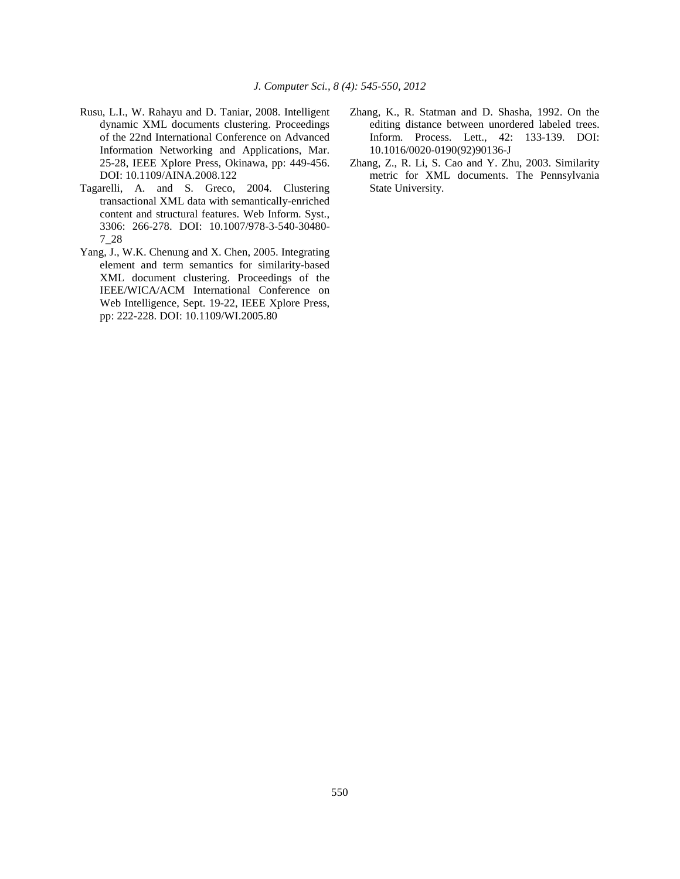Rusu, L.I., W. Rahayu and D. Taniar, 2008. Intelligent dynamic XML documents clustering. Proceedings of the 22nd International Conference on Advanced Information Networking and Applications, Mar. 25-28, IEEE Xplore Press, Okinawa, pp: 449-456. DOI: 10.1109/AINA.2008.122

Tagarelli, A. and S. Greco, 2004. Clustering transactional XML data with semantically-enriched content and structural features. Web Inform. Syst., 3306: 266-278. DOI: 10.1007/978-3-540-30480-7_28

Yang, J., W.K. Chenung and X. Chen, 2005. Integrating element and term semantics for similarity-based XML document clustering. Proceedings of the IEEE/WICA/ACM International Conference on Web Intelligence, Sept. 19-22, IEEE Xplore Press, pp: 222-228. DOI: 10.1109/WI.2005.80

Zhang, K., R. Statman and D. Shasha, 1992. On the editing distance between unordered labeled trees. Inform. Process. Lett., 42: 133-139. DOI: 10.1016/0020-0190(92)90136-J

Zhang, Z., R. Li, S. Cao and Y. Zhu, 2003. Similarity metric for XML documents. The Pennsylvania State University.